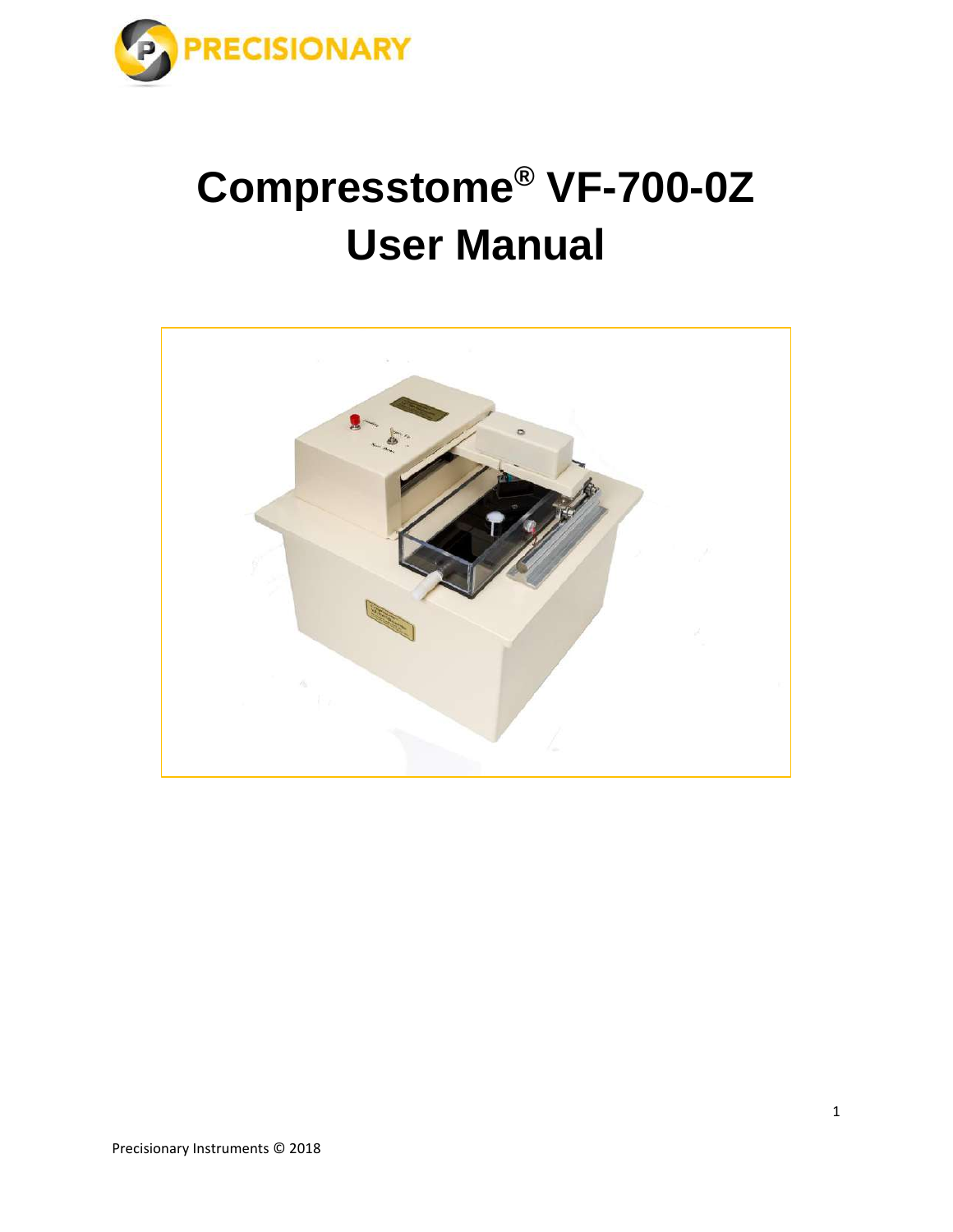PRECISIONARY

# Compresstome® VF-700-0Z User Manual

Precisionary Instruments © 2018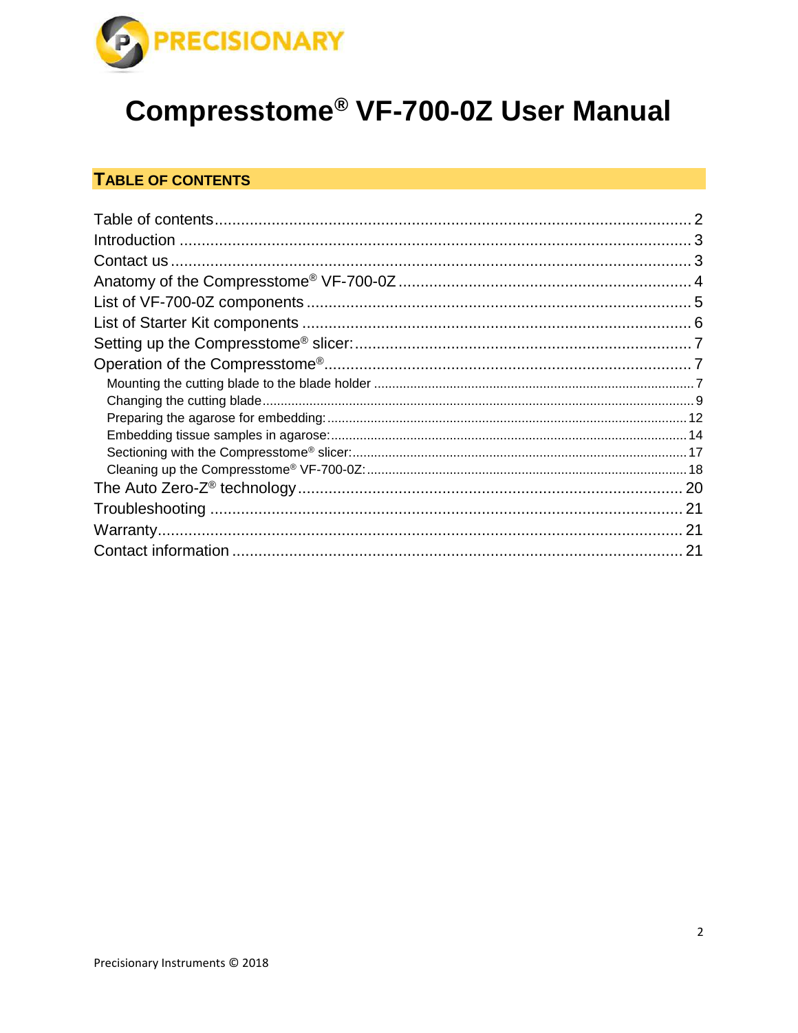PRECISIONARY

# Compresstome® VF-700-0Z User Manual

## TABLE OF CONTENTS

Table of contents ........................................................ 2
Introduction ........................................................ 3
Contact us ........................................................ 3
Anatomy of the Compresstome® VF-700-0Z ........................................................ 4
List of VF-700-0Z components ........................................................ 5
List of Starter Kit components ........................................................ 6
Setting up the Compresstome® slicer: ........................................................ 7
Operation of the Compresstome® ........................................................ 7
- Mounting the cutting blade to the blade holder ........................................................ 7
- Changing the cutting blade ........................................................ 9
- Preparing the agarose for embedding: ........................................................ 12
- Embedding tissue samples in agarose: ........................................................ 14
- Sectioning with the Compresstome® slicer: ........................................................ 17
- Cleaning up the Compresstome® VF-700-0Z: ........................................................ 18

The Auto Zero-Z® technology ........................................................ 20
Troubleshooting ........................................................ 21
Warranty ........................................................ 21
Contact information ........................................................ 21

Precisionary Instruments © 2018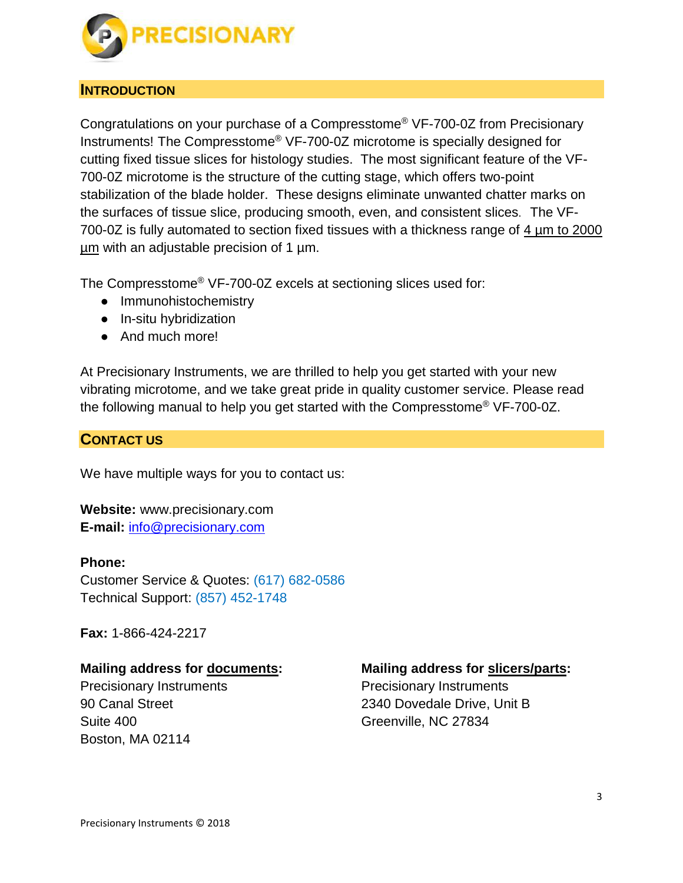## INTRODUCTION

Congratulations on your purchase of a Compresstome® VF-700-0Z from Precisionary Instruments! The Compresstome® VF-700-0Z microtome is specially designed for cutting fixed tissue slices for histology studies. The most significant feature of the VF-700-0Z microtome is the structure of the cutting stage, which offers two-point stabilization of the blade holder. These designs eliminate unwanted chatter marks on the surfaces of tissue slice, producing smooth, even, and consistent slices. The VF-700-0Z is fully automated to section fixed tissues with a thickness range of 4 µm to 2000 µm with an adjustable precision of 1 µm.

The Compresstome® VF-700-0Z excels at sectioning slices used for:

- Immunohistochemistry
- In-situ hybridization
- And much more!

At Precisionary Instruments, we are thrilled to help you get started with your new vibrating microtome, and we take great pride in quality customer service. Please read the following manual to help you get started with the Compresstome® VF-700-0Z.

## CONTACT US

We have multiple ways for you to contact us:

**Website:** www.precisionary.com
**E-mail:** info@precisionary.com

**Phone:**
Customer Service & Quotes: (617) 682-0586
Technical Support: (857) 452-1748

**Fax:** 1-866-424-2217

**Mailing address for documents:**
Precisionary Instruments
90 Canal Street
Suite 400
Boston, MA 02114

**Mailing address for slicers/parts:**
Precisionary Instruments
2340 Dovedale Drive, Unit B
Greenville, NC 27834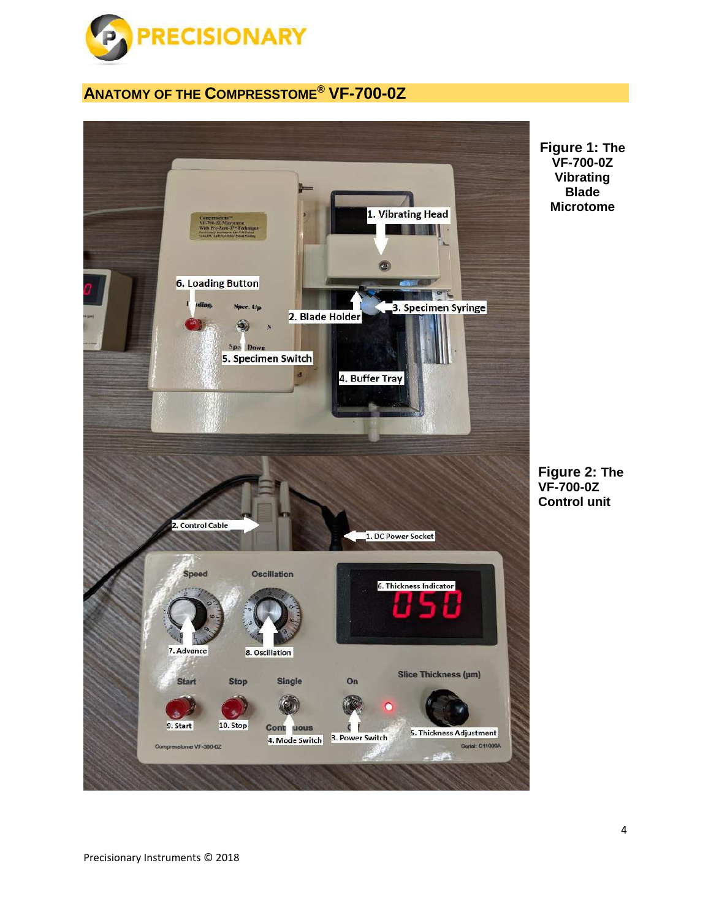## ANATOMY OF THE COMPRESSTOME® VF-700-0Z

**Figure 1:** The VF-700-0Z Vibrating Blade Microtome

1. Vibrating Head
2. Blade Holder
3. Specimen Syringe
4. Buffer Tray
5. Specimen Switch
6. Loading Button

**Figure 2:** The VF-700-0Z Control unit

1. DC Power Socket
2. Control Cable
3. Power Switch
4. Mode Switch
5. Thickness Adjustment
6. Thickness Indicator
7. Advance
8. Oscillation
9. Start
10. Stop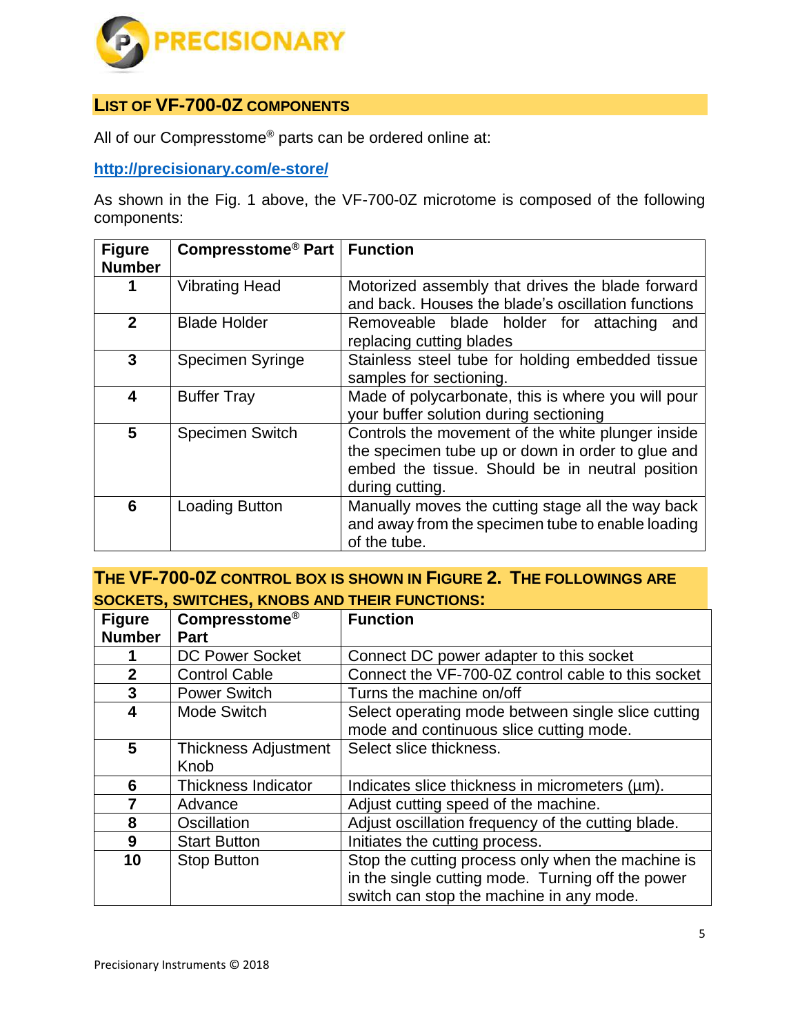## LIST OF VF-700-0Z COMPONENTS

All of our Compresstome® parts can be ordered online at:

**http://precisionary.com/e-store/**

As shown in the Fig. 1 above, the VF-700-0Z microtome is composed of the following components:

| Figure Number | Compresstome® Part | Function |
|---|---|---|
| 1 | Vibrating Head | Motorized assembly that drives the blade forward and back. Houses the blade's oscillation functions |
| 2 | Blade Holder | Removeable blade holder for attaching and replacing cutting blades |
| 3 | Specimen Syringe | Stainless steel tube for holding embedded tissue samples for sectioning. |
| 4 | Buffer Tray | Made of polycarbonate, this is where you will pour your buffer solution during sectioning |
| 5 | Specimen Switch | Controls the movement of the white plunger inside the specimen tube up or down in order to glue and embed the tissue. Should be in neutral position during cutting. |
| 6 | Loading Button | Manually moves the cutting stage all the way back and away from the specimen tube to enable loading of the tube. |

## THE VF-700-0Z CONTROL BOX IS SHOWN IN FIGURE 2. THE FOLLOWINGS ARE SOCKETS, SWITCHES, KNOBS AND THEIR FUNCTIONS:

| Figure Number | Compresstome® Part | Function |
|---|---|---|
| 1 | DC Power Socket | Connect DC power adapter to this socket |
| 2 | Control Cable | Connect the VF-700-0Z control cable to this socket |
| 3 | Power Switch | Turns the machine on/off |
| 4 | Mode Switch | Select operating mode between single slice cutting mode and continuous slice cutting mode. |
| 5 | Thickness Adjustment Knob | Select slice thickness. |
| 6 | Thickness Indicator | Indicates slice thickness in micrometers (µm). |
| 7 | Advance | Adjust cutting speed of the machine. |
| 8 | Oscillation | Adjust oscillation frequency of the cutting blade. |
| 9 | Start Button | Initiates the cutting process. |
| 10 | Stop Button | Stop the cutting process only when the machine is in the single cutting mode. Turning off the power switch can stop the machine in any mode. |

Precisionary Instruments © 2018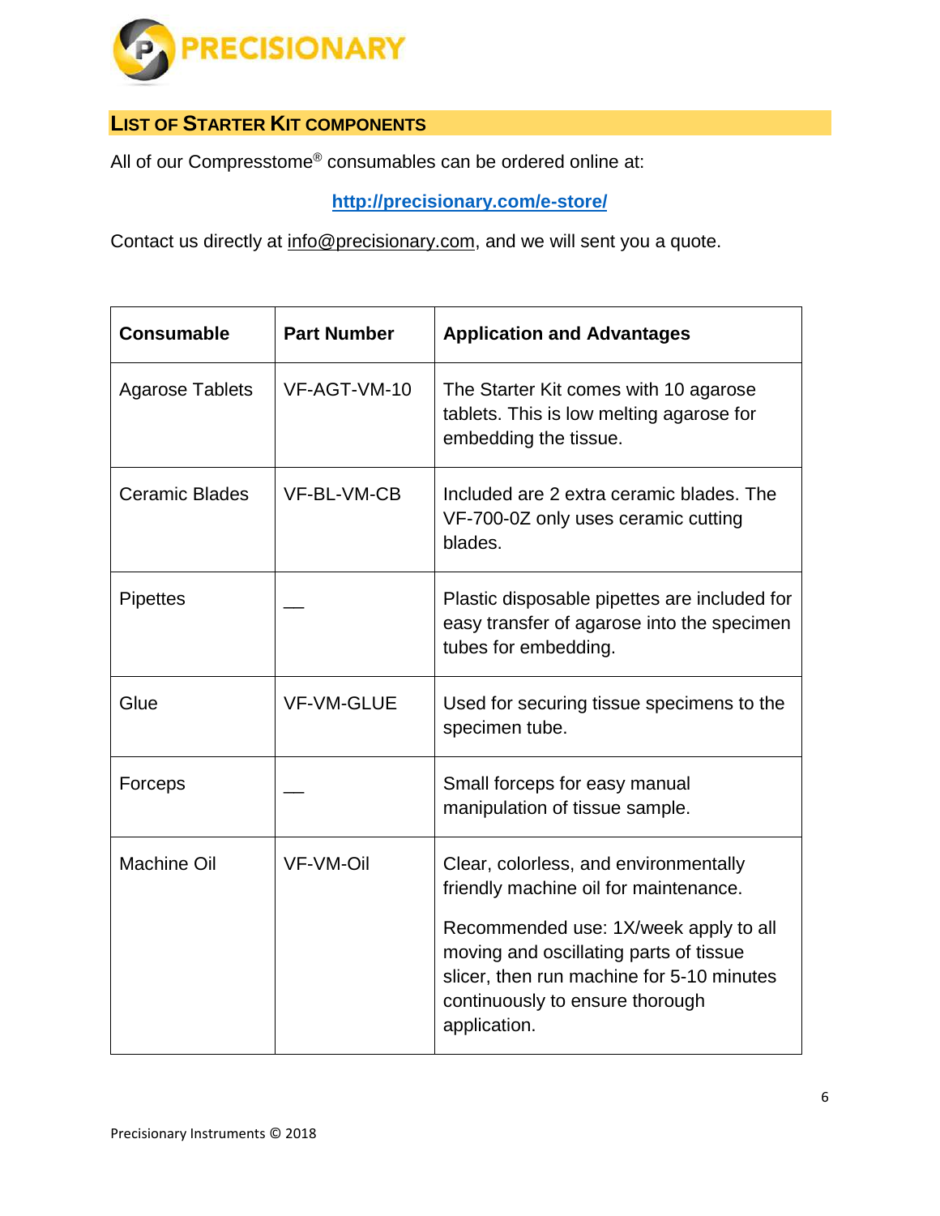## LIST OF STARTER KIT COMPONENTS

All of our Compresstome® consumables can be ordered online at:

**http://precisionary.com/e-store/**

Contact us directly at info@precisionary.com, and we will sent you a quote.

| **Consumable** | **Part Number** | **Application and Advantages** |
|---|---|---|
| Agarose Tablets | VF-AGT-VM-10 | The Starter Kit comes with 10 agarose tablets. This is low melting agarose for embedding the tissue. |
| Ceramic Blades | VF-BL-VM-CB | Included are 2 extra ceramic blades. The VF-700-0Z only uses ceramic cutting blades. |
| Pipettes | __ | Plastic disposable pipettes are included for easy transfer of agarose into the specimen tubes for embedding. |
| Glue | VF-VM-GLUE | Used for securing tissue specimens to the specimen tube. |
| Forceps | __ | Small forceps for easy manual manipulation of tissue sample. |
| Machine Oil | VF-VM-Oil | Clear, colorless, and environmentally friendly machine oil for maintenance.<br><br>Recommended use: 1X/week apply to all moving and oscillating parts of tissue slicer, then run machine for 5-10 minutes continuously to ensure thorough application. |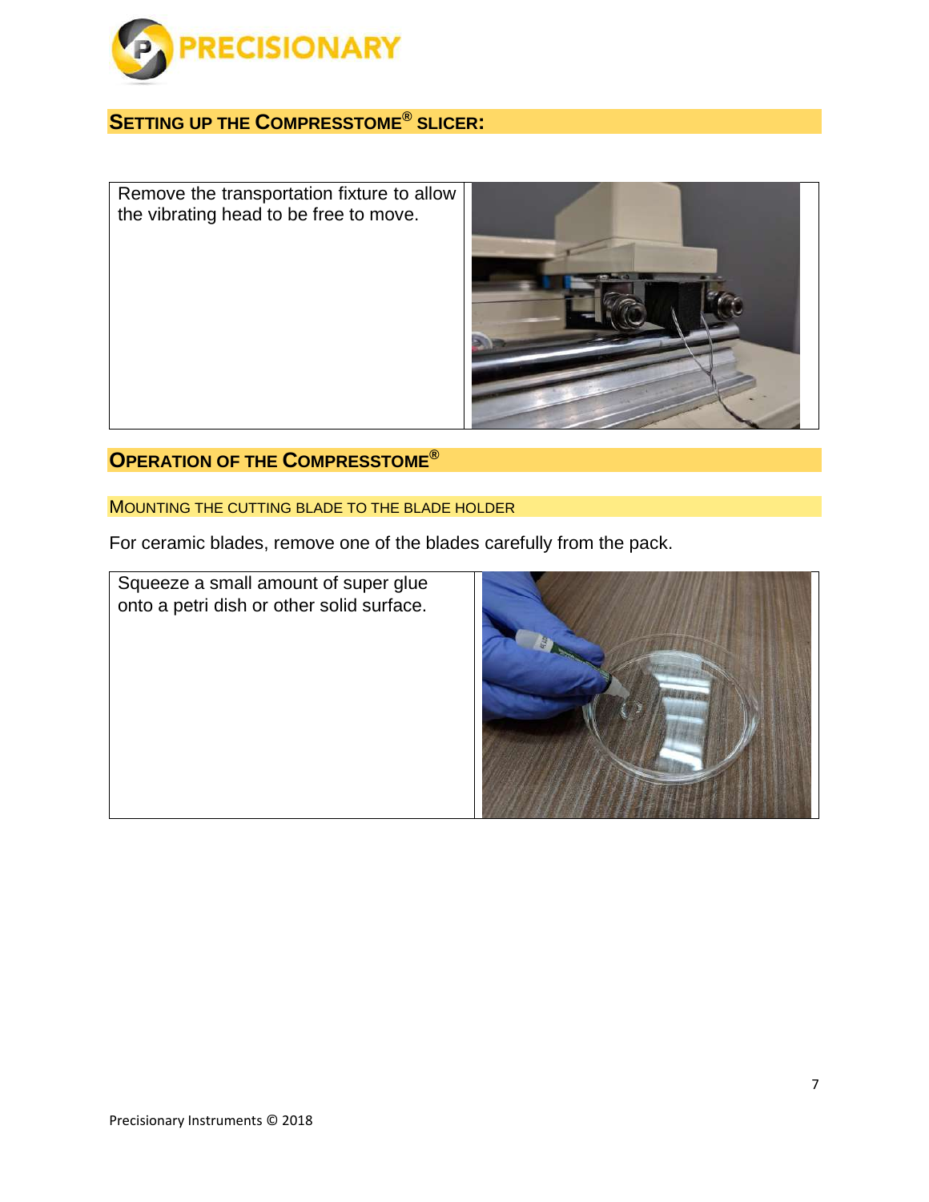## SETTING UP THE COMPRESSTOME® SLICER:

Remove the transportation fixture to allow the vibrating head to be free to move.

## OPERATION OF THE COMPRESSTOME®

### MOUNTING THE CUTTING BLADE TO THE BLADE HOLDER

For ceramic blades, remove one of the blades carefully from the pack.

Squeeze a small amount of super glue onto a petri dish or other solid surface.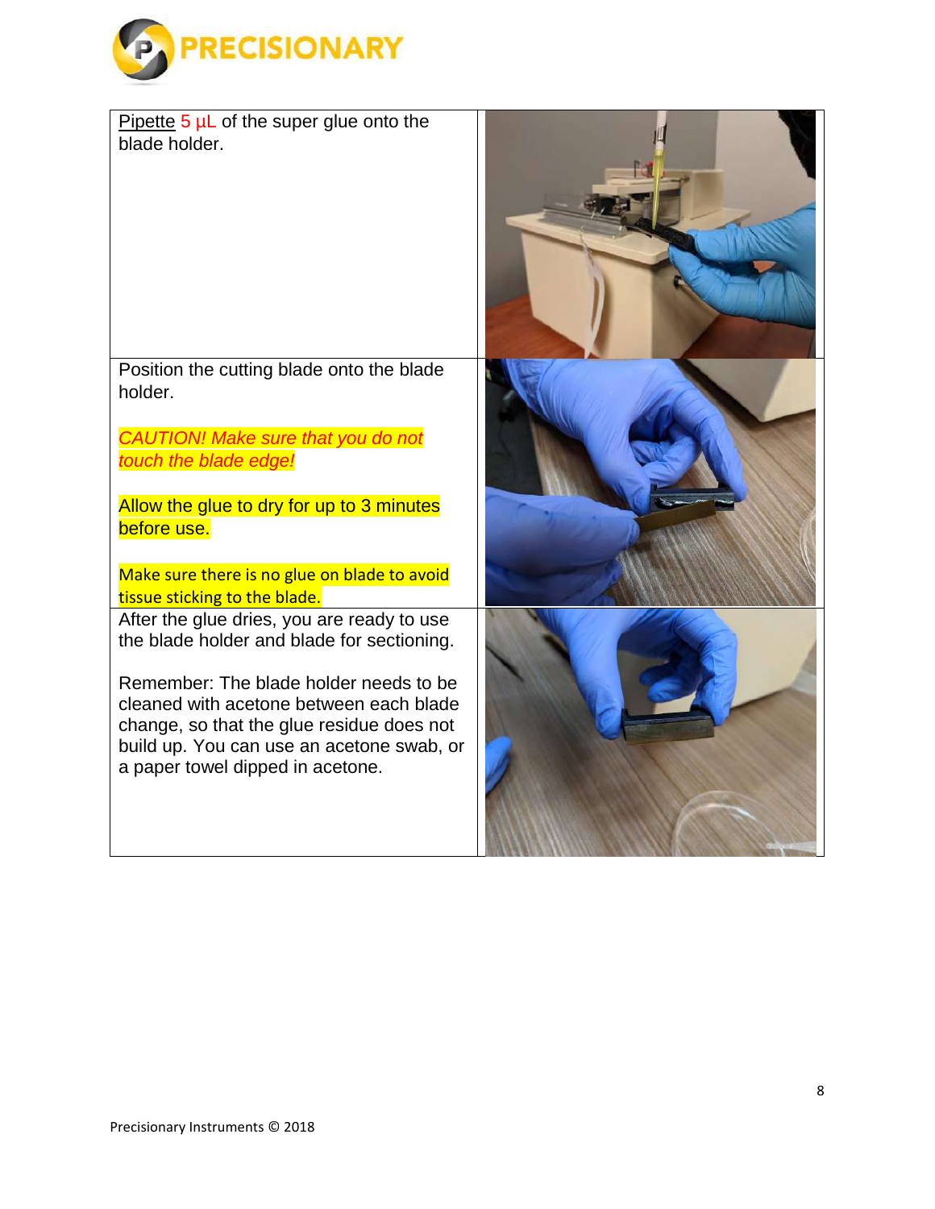| | |
|---|---|
| Pipette 5 µL of the super glue onto the blade holder. | |
| Position the cutting blade onto the blade holder.<br><br>*CAUTION! Make sure that you do not touch the blade edge!*<br><br>Allow the glue to dry for up to 3 minutes before use.<br><br>Make sure there is no glue on blade to avoid tissue sticking to the blade. | |
| After the glue dries, you are ready to use the blade holder and blade for sectioning.<br><br>Remember: The blade holder needs to be cleaned with acetone between each blade change, so that the glue residue does not build up. You can use an acetone swab, or a paper towel dipped in acetone. | |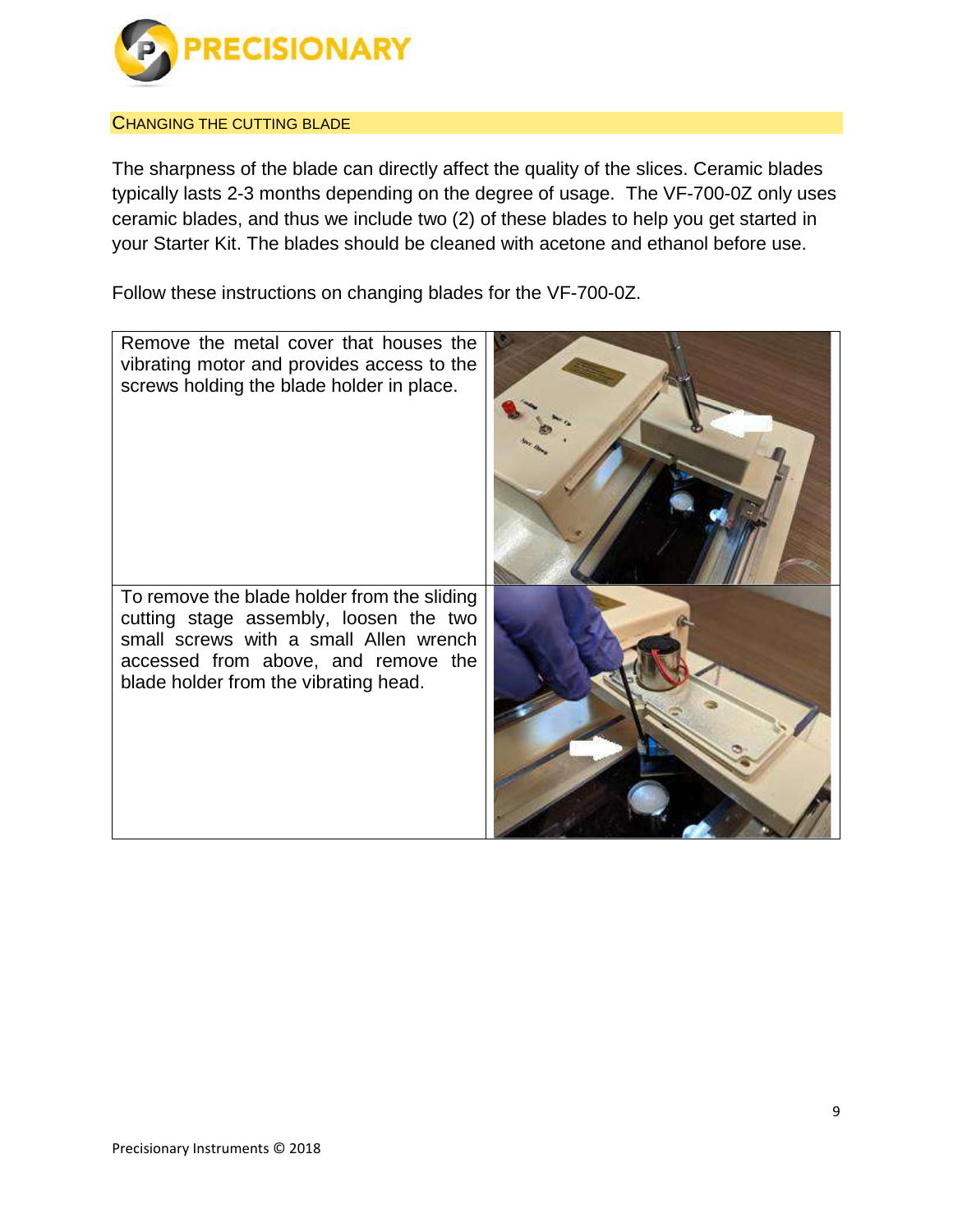## Changing the Cutting Blade

The sharpness of the blade can directly affect the quality of the slices. Ceramic blades typically lasts 2-3 months depending on the degree of usage. The VF-700-0Z only uses ceramic blades, and thus we include two (2) of these blades to help you get started in your Starter Kit. The blades should be cleaned with acetone and ethanol before use.

Follow these instructions on changing blades for the VF-700-0Z.

| | |
|---|---|
| Remove the metal cover that houses the vibrating motor and provides access to the screws holding the blade holder in place. | |
| To remove the blade holder from the sliding cutting stage assembly, loosen the two small screws with a small Allen wrench accessed from above, and remove the blade holder from the vibrating head. | |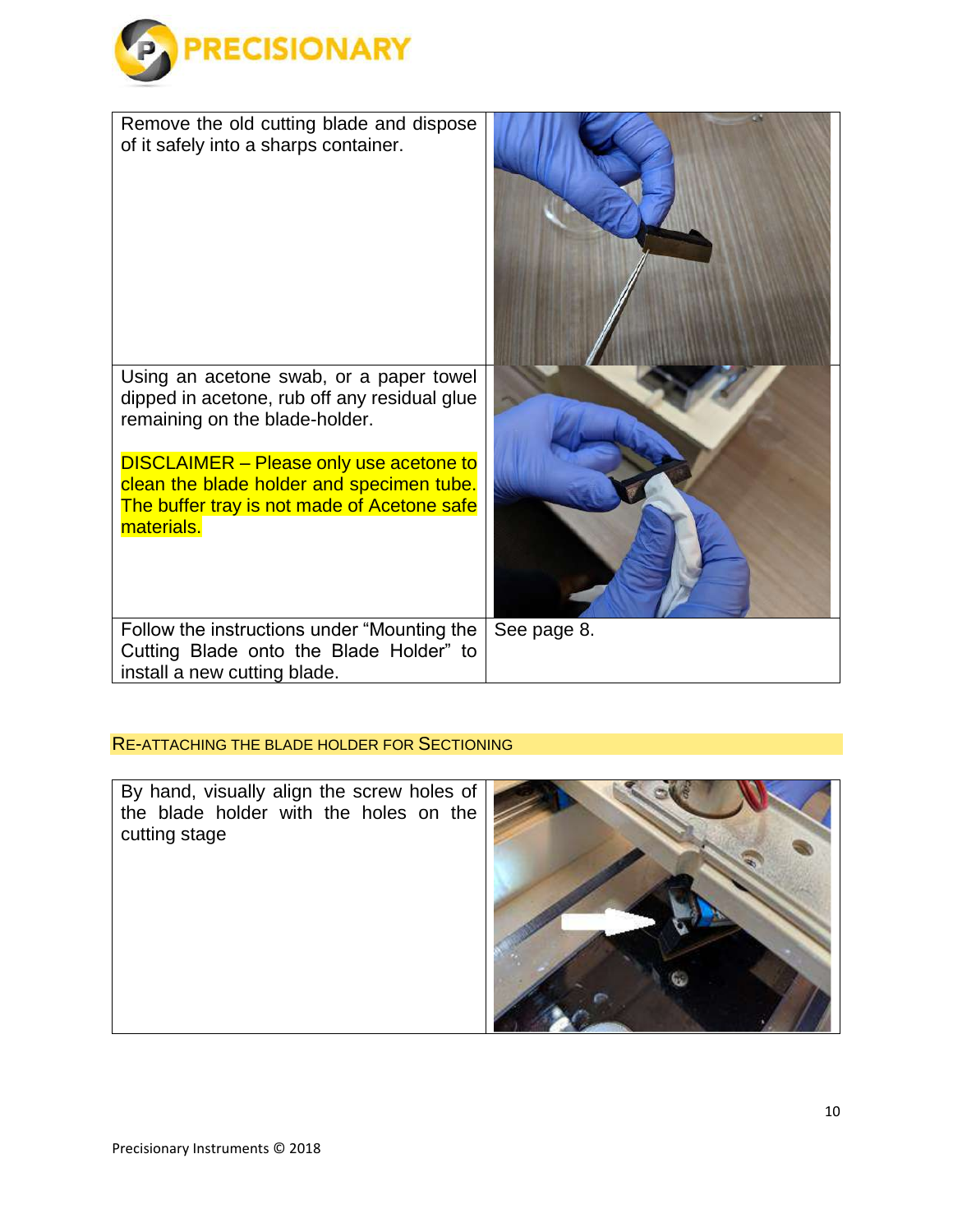| | |
|---|---|
| Remove the old cutting blade and dispose of it safely into a sharps container. | |
| Using an acetone swab, or a paper towel dipped in acetone, rub off any residual glue remaining on the blade-holder.<br><br>DISCLAIMER – Please only use acetone to clean the blade holder and specimen tube. The buffer tray is not made of Acetone safe materials. | |
| Follow the instructions under "Mounting the Cutting Blade onto the Blade Holder" to install a new cutting blade. | See page 8. |

## RE-ATTACHING THE BLADE HOLDER FOR SECTIONING

| | |
|---|---|
| By hand, visually align the screw holes of the blade holder with the holes on the cutting stage | |

Precisionary Instruments © 2018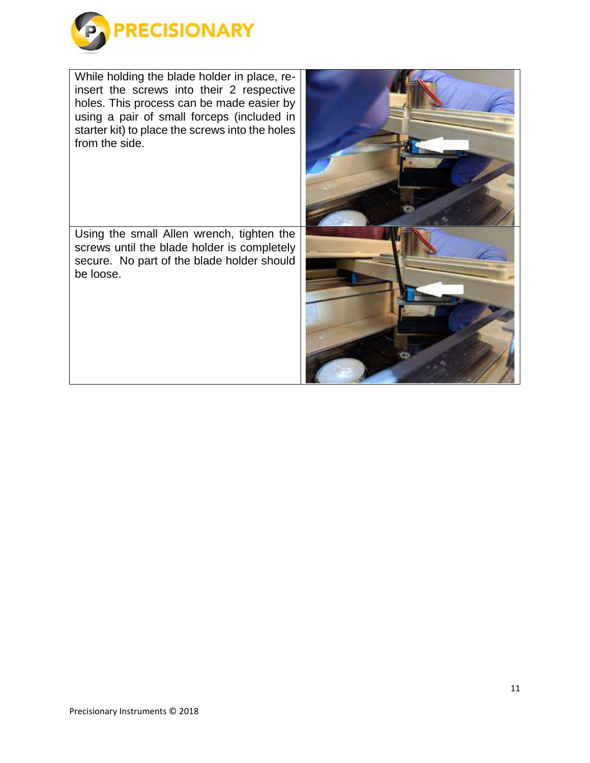| | |
|---|---|
| While holding the blade holder in place, re-insert the screws into their 2 respective holes. This process can be made easier by using a pair of small forceps (included in starter kit) to place the screws into the holes from the side. | |
| Using the small Allen wrench, tighten the screws until the blade holder is completely secure. No part of the blade holder should be loose. | |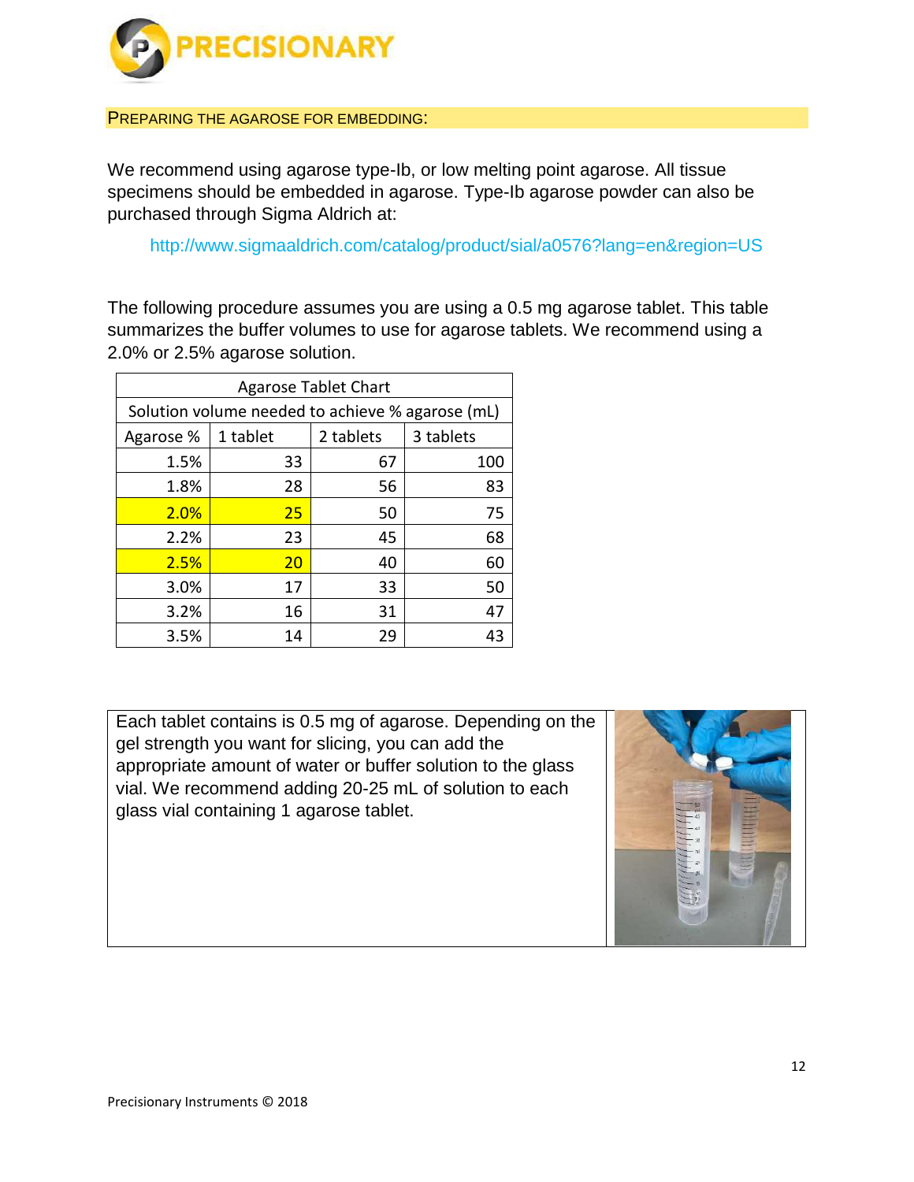## PREPARING THE AGAROSE FOR EMBEDDING:

We recommend using agarose type-Ib, or low melting point agarose. All tissue specimens should be embedded in agarose. Type-Ib agarose powder can also be purchased through Sigma Aldrich at:

http://www.sigmaaldrich.com/catalog/product/sial/a0576?lang=en&region=US

The following procedure assumes you are using a 0.5 mg agarose tablet. This table summarizes the buffer volumes to use for agarose tablets. We recommend using a 2.0% or 2.5% agarose solution.

| Agarose Tablet Chart | | | |
|---|---|---|---|
| Solution volume needed to achieve % agarose (mL) | | | |
| Agarose % | 1 tablet | 2 tablets | 3 tablets |
| 1.5% | 33 | 67 | 100 |
| 1.8% | 28 | 56 | 83 |
| 2.0% | 25 | 50 | 75 |
| 2.2% | 23 | 45 | 68 |
| 2.5% | 20 | 40 | 60 |
| 3.0% | 17 | 33 | 50 |
| 3.2% | 16 | 31 | 47 |
| 3.5% | 14 | 29 | 43 |

Each tablet contains is 0.5 mg of agarose. Depending on the gel strength you want for slicing, you can add the appropriate amount of water or buffer solution to the glass vial. We recommend adding 20-25 mL of solution to each glass vial containing 1 agarose tablet.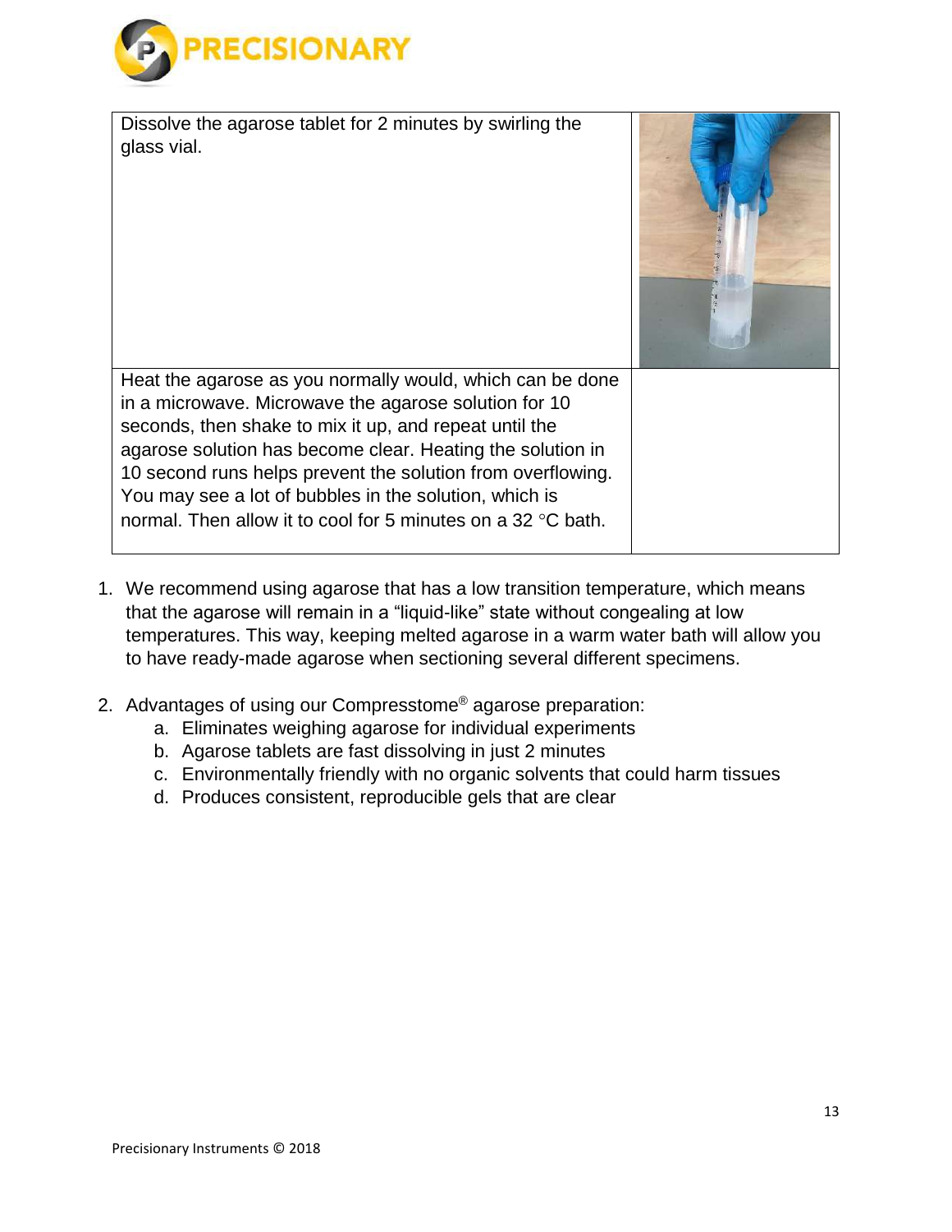| | |
|---|---|
| Dissolve the agarose tablet for 2 minutes by swirling the glass vial. | |
| Heat the agarose as you normally would, which can be done in a microwave. Microwave the agarose solution for 10 seconds, then shake to mix it up, and repeat until the agarose solution has become clear. Heating the solution in 10 second runs helps prevent the solution from overflowing. You may see a lot of bubbles in the solution, which is normal. Then allow it to cool for 5 minutes on a 32 °C bath. | |

1. We recommend using agarose that has a low transition temperature, which means that the agarose will remain in a "liquid-like" state without congealing at low temperatures. This way, keeping melted agarose in a warm water bath will allow you to have ready-made agarose when sectioning several different specimens.

2. Advantages of using our Compresstome® agarose preparation:
   a. Eliminates weighing agarose for individual experiments
   b. Agarose tablets are fast dissolving in just 2 minutes
   c. Environmentally friendly with no organic solvents that could harm tissues
   d. Produces consistent, reproducible gels that are clear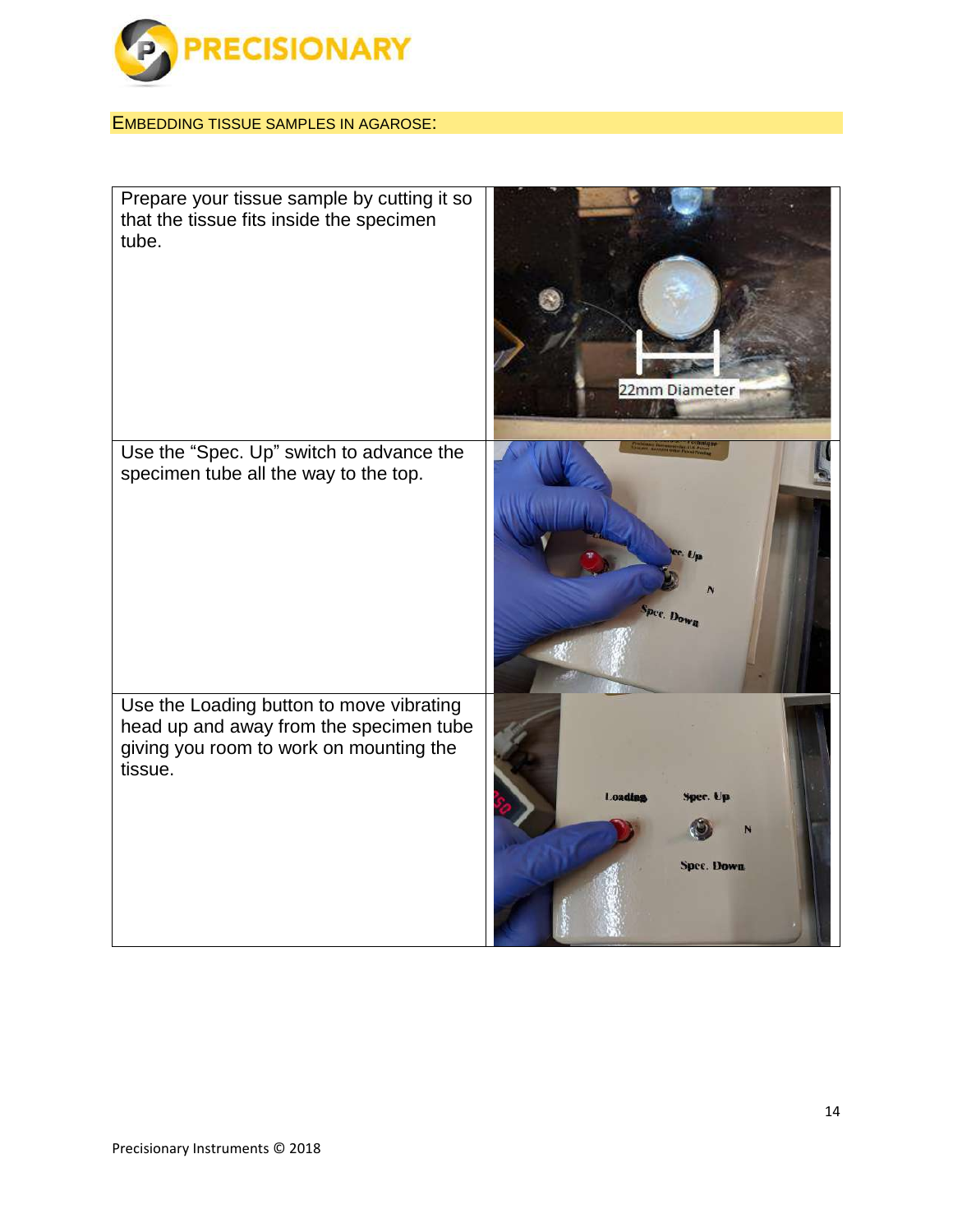## EMBEDDING TISSUE SAMPLES IN AGAROSE:

| | |
|---|---|
| Prepare your tissue sample by cutting it so that the tissue fits inside the specimen tube. | |
| Use the "Spec. Up" switch to advance the specimen tube all the way to the top. | |
| Use the Loading button to move vibrating head up and away from the specimen tube giving you room to work on mounting the tissue. | |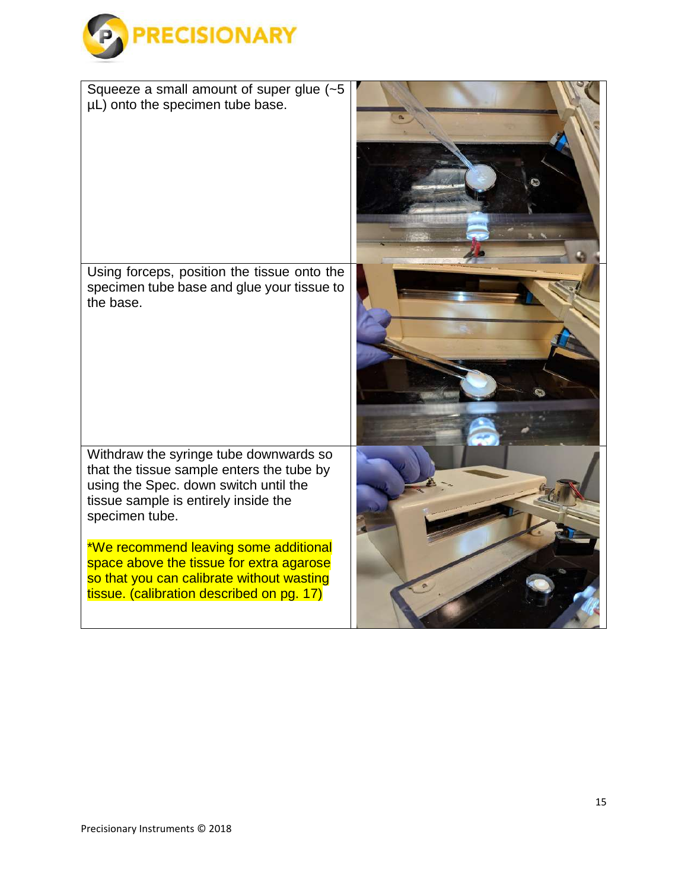Squeeze a small amount of super glue (~5 µL) onto the specimen tube base.

Using forceps, position the tissue onto the specimen tube base and glue your tissue to the base.

Withdraw the syringe tube downwards so that the tissue sample enters the tube by using the Spec. down switch until the tissue sample is entirely inside the specimen tube.

*We recommend leaving some additional space above the tissue for extra agarose so that you can calibrate without wasting tissue. (calibration described on pg. 17)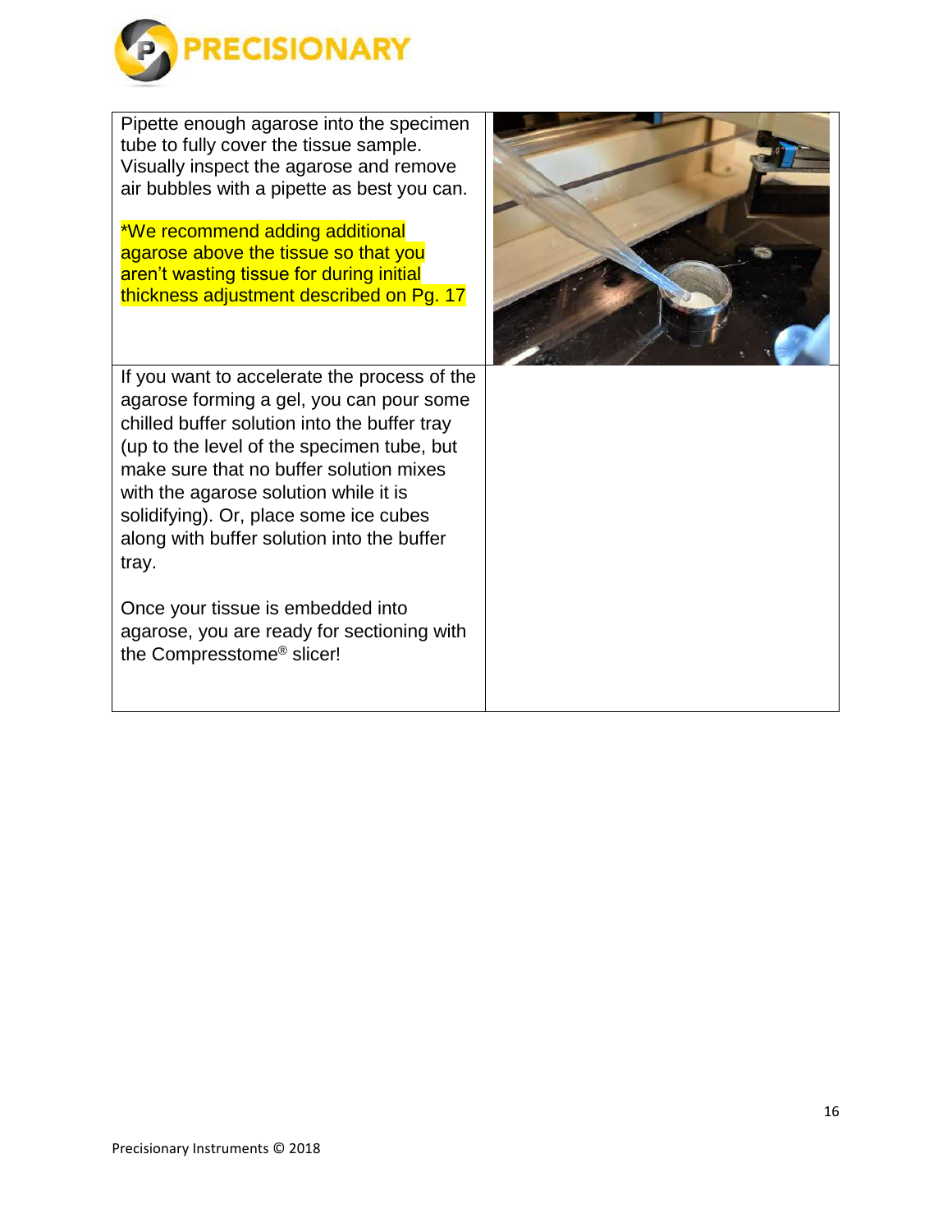| | |
|---|---|
| Pipette enough agarose into the specimen tube to fully cover the tissue sample. Visually inspect the agarose and remove air bubbles with a pipette as best you can.<br><br>*We recommend adding additional agarose above the tissue so that you aren't wasting tissue for during initial thickness adjustment described on Pg. 17 | |
| If you want to accelerate the process of the agarose forming a gel, you can pour some chilled buffer solution into the buffer tray (up to the level of the specimen tube, but make sure that no buffer solution mixes with the agarose solution while it is solidifying). Or, place some ice cubes along with buffer solution into the buffer tray.<br><br>Once your tissue is embedded into agarose, you are ready for sectioning with the Compresstome® slicer! | |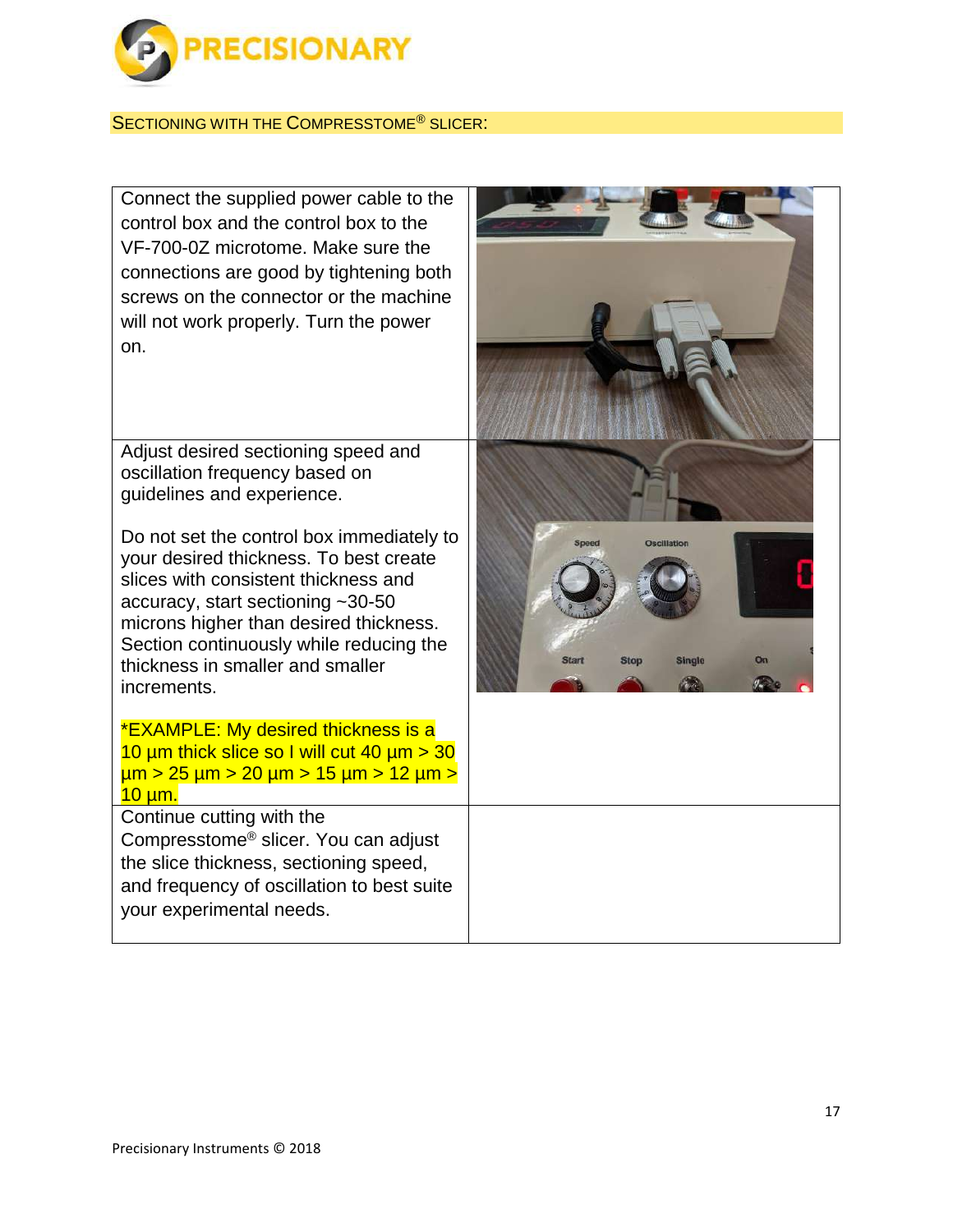## SECTIONING WITH THE COMPRESSTOME® SLICER:

| | |
|---|---|
| Connect the supplied power cable to the control box and the control box to the VF-700-0Z microtome. Make sure the connections are good by tightening both screws on the connector or the machine will not work properly. Turn the power on. | |
| Adjust desired sectioning speed and oscillation frequency based on guidelines and experience.<br><br>Do not set the control box immediately to your desired thickness. To best create slices with consistent thickness and accuracy, start sectioning ~30-50 microns higher than desired thickness. Section continuously while reducing the thickness in smaller and smaller increments.<br><br>*EXAMPLE: My desired thickness is a 10 µm thick slice so I will cut 40 µm > 30 µm > 25 µm > 20 µm > 15 µm > 12 µm > 10 µm. | |
| Continue cutting with the Compresstome® slicer. You can adjust the slice thickness, sectioning speed, and frequency of oscillation to best suite your experimental needs. | |

Precisionary Instruments © 2018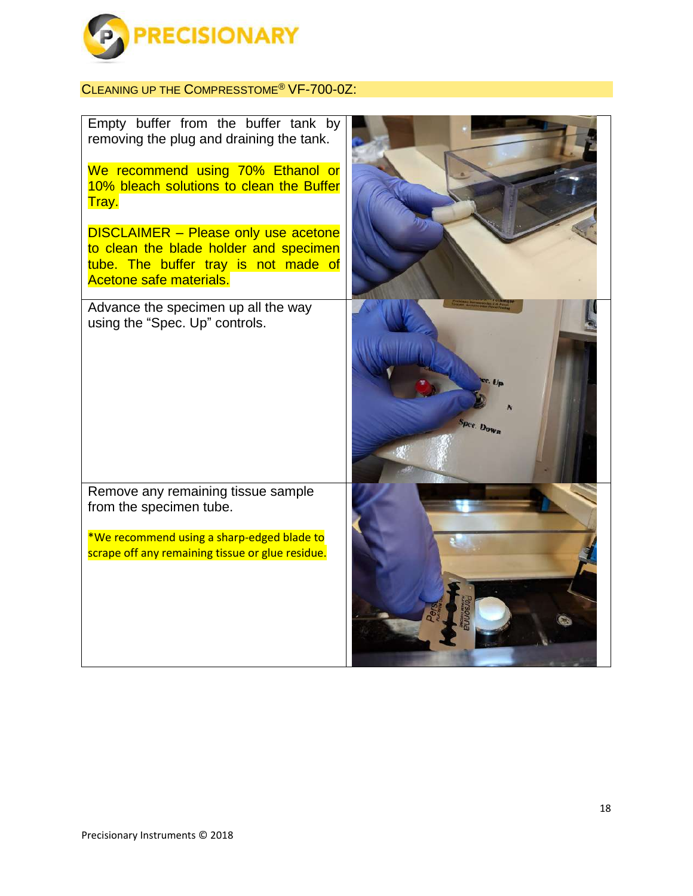## CLEANING UP THE COMPRESSTOME® VF-700-0Z:

| | |
|---|---|
| Empty buffer from the buffer tank by removing the plug and draining the tank.<br><br>We recommend using 70% Ethanol or 10% bleach solutions to clean the Buffer Tray.<br><br>DISCLAIMER – Please only use acetone to clean the blade holder and specimen tube. The buffer tray is not made of Acetone safe materials. | |
| Advance the specimen up all the way using the "Spec. Up" controls. | |
| Remove any remaining tissue sample from the specimen tube.<br><br>*We recommend using a sharp-edged blade to scrape off any remaining tissue or glue residue. | |

Precisionary Instruments © 2018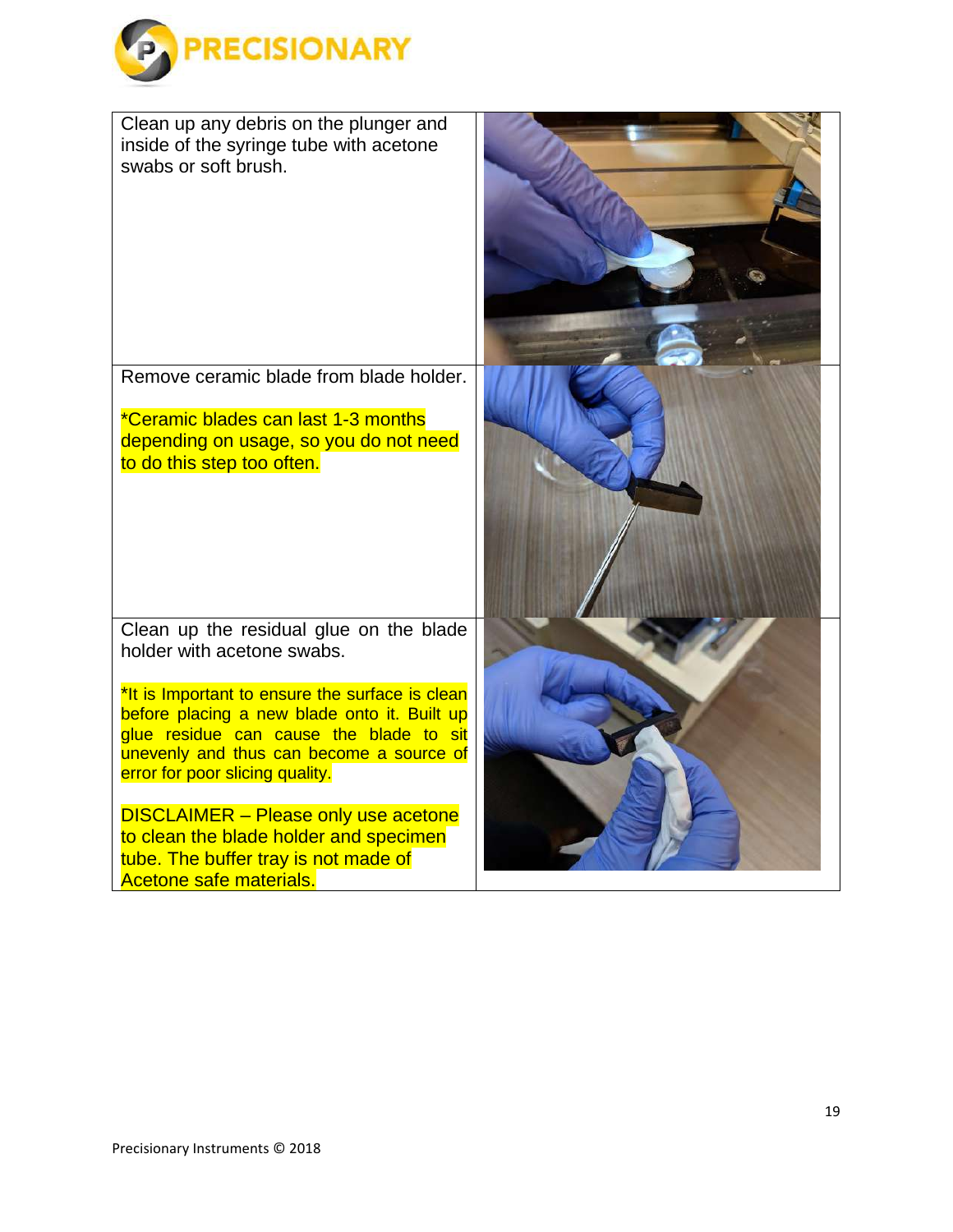| | |
|---|---|
| Clean up any debris on the plunger and inside of the syringe tube with acetone swabs or soft brush. | |
| Remove ceramic blade from blade holder.<br><br>*Ceramic blades can last 1-3 months depending on usage, so you do not need to do this step too often. | |
| Clean up the residual glue on the blade holder with acetone swabs.<br><br>*It is Important to ensure the surface is clean before placing a new blade onto it. Built up glue residue can cause the blade to sit unevenly and thus can become a source of error for poor slicing quality.<br><br>DISCLAIMER – Please only use acetone to clean the blade holder and specimen tube. The buffer tray is not made of Acetone safe materials. | |

Precisionary Instruments © 2018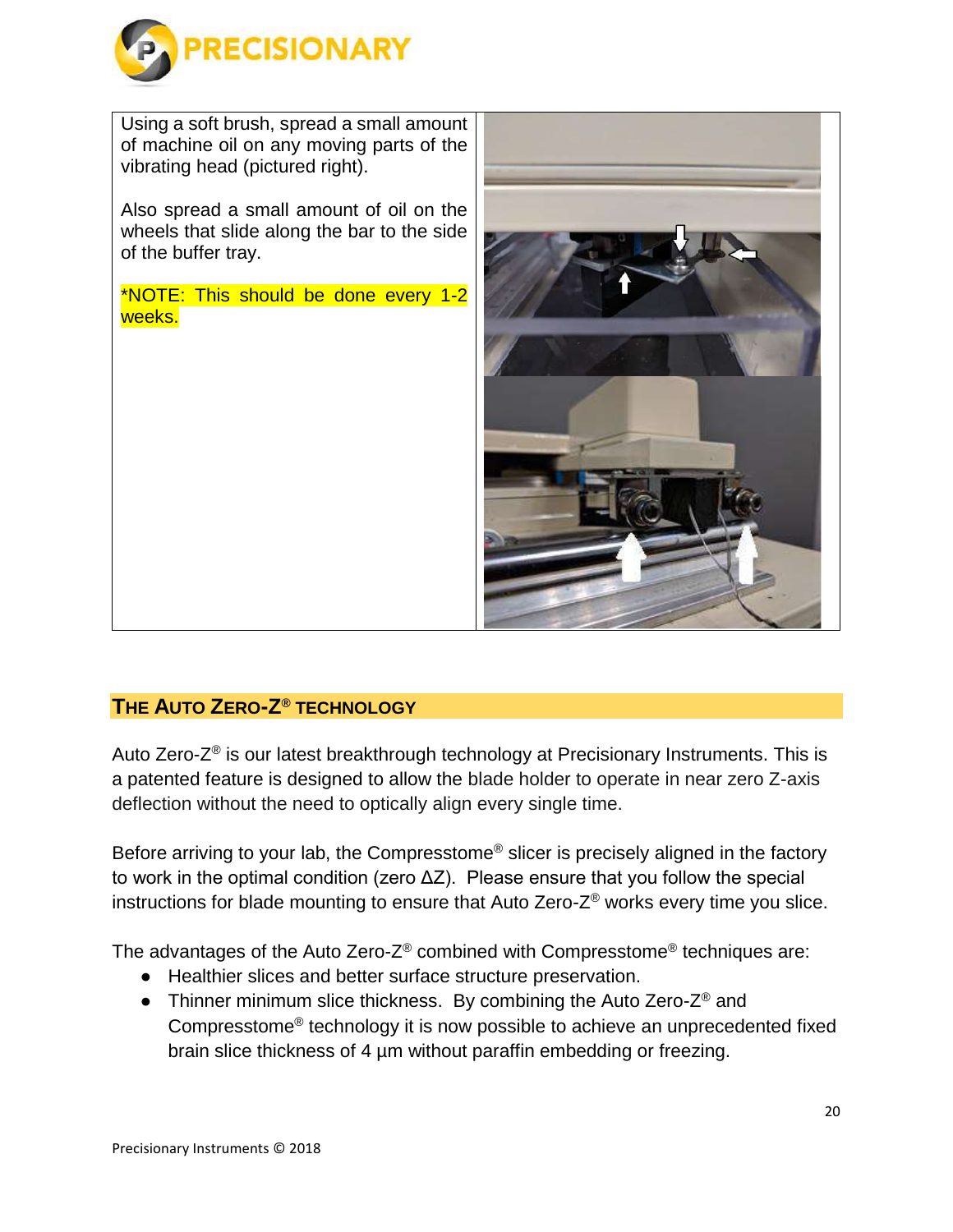Using a soft brush, spread a small amount of machine oil on any moving parts of the vibrating head (pictured right).

Also spread a small amount of oil on the wheels that slide along the bar to the side of the buffer tray.

*NOTE: This should be done every 1-2 weeks.

## THE AUTO ZERO-Z® TECHNOLOGY

Auto Zero-Z® is our latest breakthrough technology at Precisionary Instruments. This is a patented feature is designed to allow the blade holder to operate in near zero Z-axis deflection without the need to optically align every single time.

Before arriving to your lab, the Compresstome® slicer is precisely aligned in the factory to work in the optimal condition (zero ΔZ). Please ensure that you follow the special instructions for blade mounting to ensure that Auto Zero-Z® works every time you slice.

The advantages of the Auto Zero-Z® combined with Compresstome® techniques are:

- Healthier slices and better surface structure preservation.
- Thinner minimum slice thickness. By combining the Auto Zero-Z® and Compresstome® technology it is now possible to achieve an unprecedented fixed brain slice thickness of 4 µm without paraffin embedding or freezing.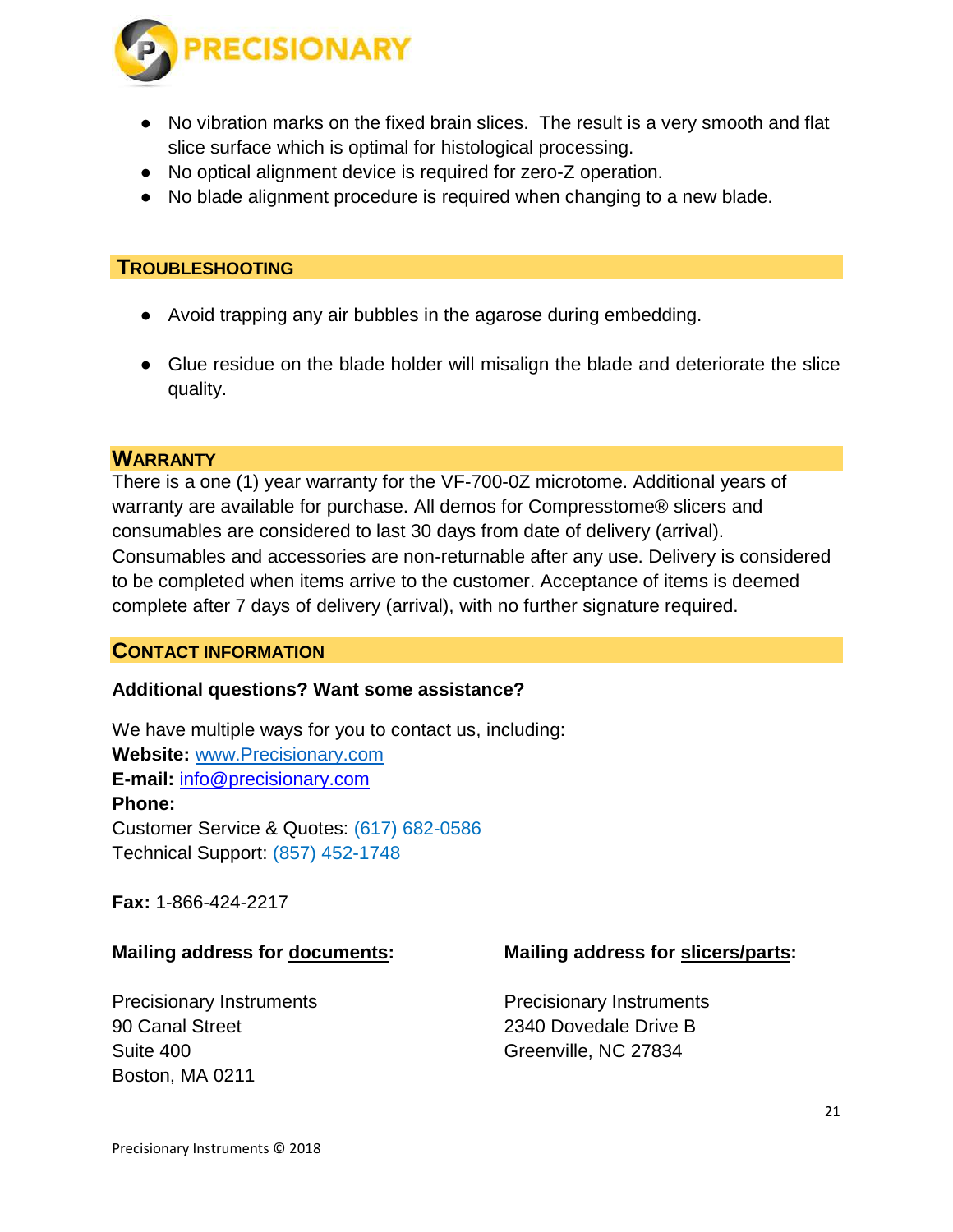- No vibration marks on the fixed brain slices. The result is a very smooth and flat slice surface which is optimal for histological processing.
- No optical alignment device is required for zero-Z operation.
- No blade alignment procedure is required when changing to a new blade.

## Troubleshooting

- Avoid trapping any air bubbles in the agarose during embedding.
- Glue residue on the blade holder will misalign the blade and deteriorate the slice quality.

## Warranty

There is a one (1) year warranty for the VF-700-0Z microtome. Additional years of warranty are available for purchase. All demos for Compresstome® slicers and consumables are considered to last 30 days from date of delivery (arrival). Consumables and accessories are non-returnable after any use. Delivery is considered to be completed when items arrive to the customer. Acceptance of items is deemed complete after 7 days of delivery (arrival), with no further signature required.

## Contact Information

**Additional questions? Want some assistance?**

We have multiple ways for you to contact us, including:
**Website:** www.Precisionary.com
**E-mail:** info@precisionary.com
**Phone:**
Customer Service & Quotes: (617) 682-0586
Technical Support: (857) 452-1748

**Fax:** 1-866-424-2217

**Mailing address for documents:**

Precisionary Instruments
90 Canal Street
Suite 400
Boston, MA 0211

**Mailing address for slicers/parts:**

Precisionary Instruments
2340 Dovedale Drive B
Greenville, NC 27834